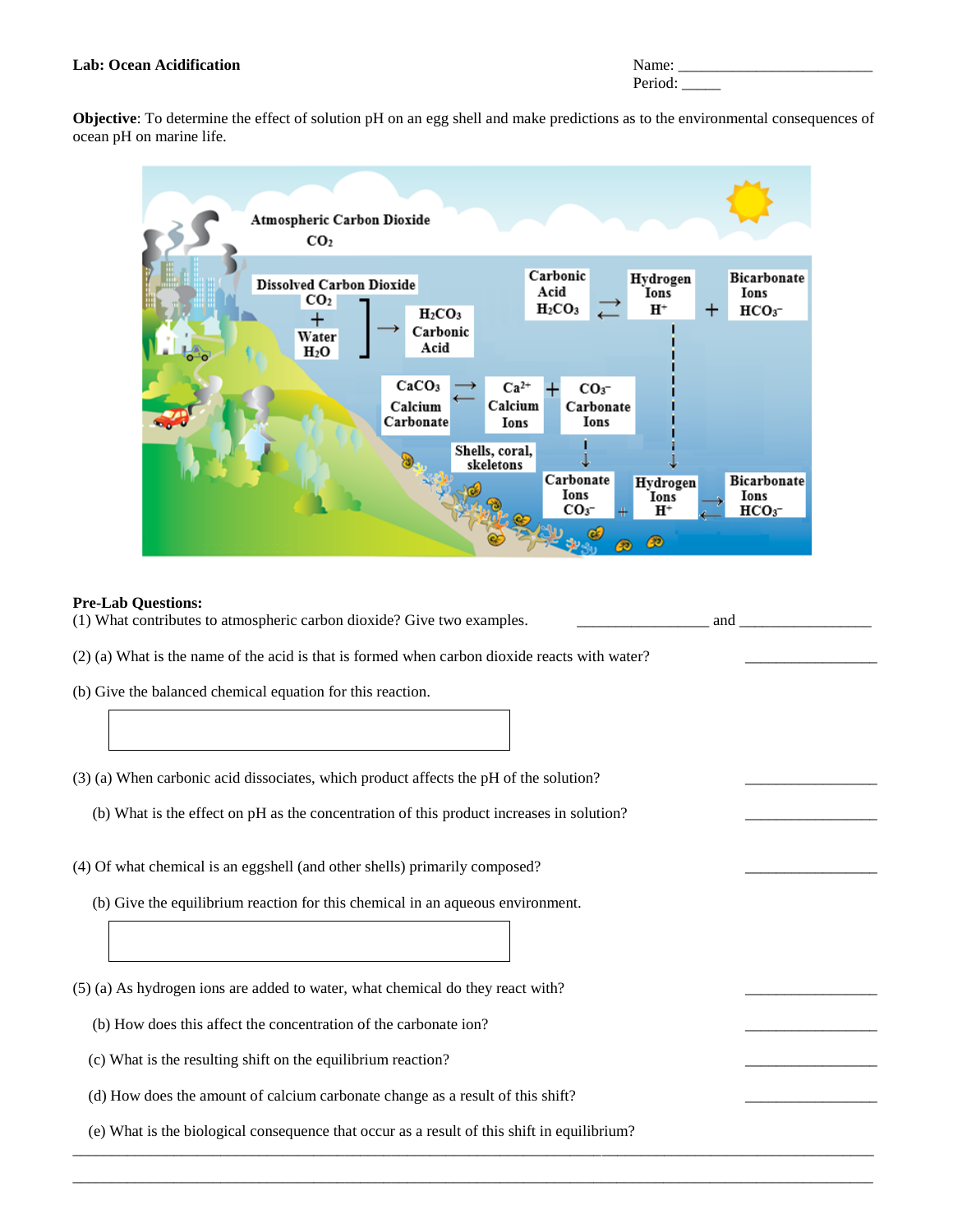**Lab: Ocean Acidification**

Name: ___________________________

Period: _____

**Objective**: To determine the effect of solution pH on an egg shell and make predictions as to the environmental consequences of ocean pH on marine life.

Atmospheric Carbon Dioxide $CO_2$

Dissolved Carbon Dioxide $CO_2$ + Water $H_2O$ → $H_2CO_3$ Carbonic Acid

Carbonic Acid $H_2CO_3$ ⇌ Hydrogen Ions $H^+$ + Bicarbonate Ions $HCO_3^-$

$CaCO_3$ Calcium Carbonate ⇌ $Ca^{2+}$ Calcium Ions + $CO_3^-$ Carbonate Ions

Shells, coral, skeletons

Carbonate Ions $CO_3^-$ + Hydrogen Ions $H^+$ ⇌ Bicarbonate Ions $HCO_3^-$

**Pre-Lab Questions:**

(1) What contributes to atmospheric carbon dioxide? Give two examples. _________________ and _________________

(2) (a) What is the name of the acid is that is formed when carbon dioxide reacts with water? _________________

(b) Give the balanced chemical equation for this reaction.

(3) (a) When carbonic acid dissociates, which product affects the pH of the solution? _________________

(b) What is the effect on pH as the concentration of this product increases in solution? _________________

(4) Of what chemical is an eggshell (and other shells) primarily composed? _________________

(b) Give the equilibrium reaction for this chemical in an aqueous environment.

(5) (a) As hydrogen ions are added to water, what chemical do they react with? _________________

(b) How does this affect the concentration of the carbonate ion? _________________

(c) What is the resulting shift on the equilibrium reaction? _________________

(d) How does the amount of calcium carbonate change as a result of this shift? _________________

(e) What is the biological consequence that occur as a result of this shift in equilibrium?

_____________________________________________________________________________________

_____________________________________________________________________________________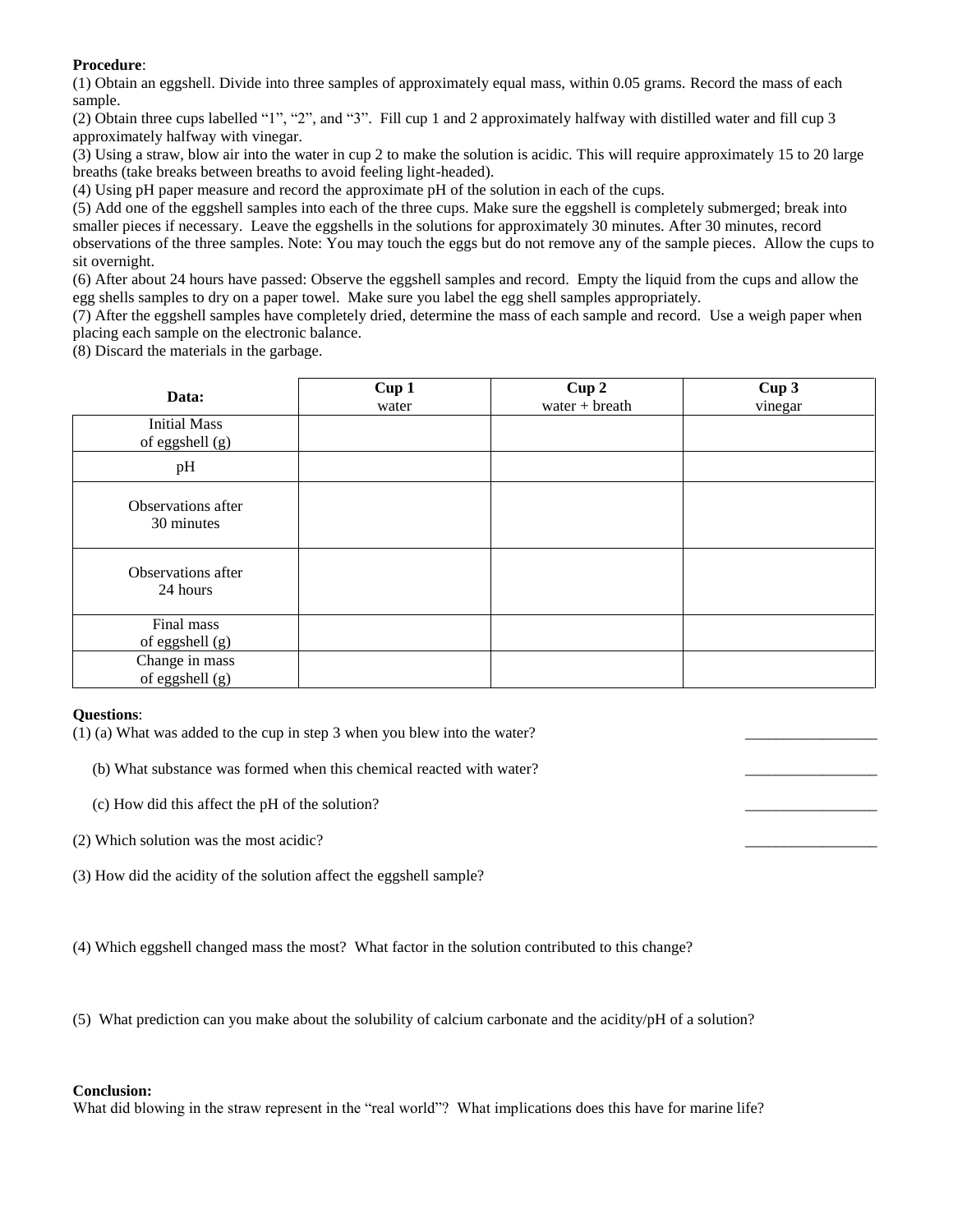**Procedure**:

(1) Obtain an eggshell. Divide into three samples of approximately equal mass, within 0.05 grams. Record the mass of each sample.

(2) Obtain three cups labelled "1", "2", and "3". Fill cup 1 and 2 approximately halfway with distilled water and fill cup 3 approximately halfway with vinegar.

(3) Using a straw, blow air into the water in cup 2 to make the solution is acidic. This will require approximately 15 to 20 large breaths (take breaks between breaths to avoid feeling light-headed).

(4) Using pH paper measure and record the approximate pH of the solution in each of the cups.

(5) Add one of the eggshell samples into each of the three cups. Make sure the eggshell is completely submerged; break into smaller pieces if necessary. Leave the eggshells in the solutions for approximately 30 minutes. After 30 minutes, record observations of the three samples. Note: You may touch the eggs but do not remove any of the sample pieces. Allow the cups to sit overnight.

(6) After about 24 hours have passed: Observe the eggshell samples and record. Empty the liquid from the cups and allow the egg shells samples to dry on a paper towel. Make sure you label the egg shell samples appropriately.

(7) After the eggshell samples have completely dried, determine the mass of each sample and record. Use a weigh paper when placing each sample on the electronic balance.

(8) Discard the materials in the garbage.

| Data: | **Cup 1** water | **Cup 2** water + breath | **Cup 3** vinegar |
|---|---|---|---|
| Initial Mass of eggshell (g) | | | |
| pH | | | |
| Observations after 30 minutes | | | |
| Observations after 24 hours | | | |
| Final mass of eggshell (g) | | | |
| Change in mass of eggshell (g) | | | |

**Questions**:

(1) (a) What was added to the cup in step 3 when you blew into the water? _________________

(b) What substance was formed when this chemical reacted with water? _________________

(c) How did this affect the pH of the solution? _________________

(2) Which solution was the most acidic? _________________

(3) How did the acidity of the solution affect the eggshell sample?

(4) Which eggshell changed mass the most? What factor in the solution contributed to this change?

(5) What prediction can you make about the solubility of calcium carbonate and the acidity/pH of a solution?

**Conclusion:**

What did blowing in the straw represent in the "real world"? What implications does this have for marine life?